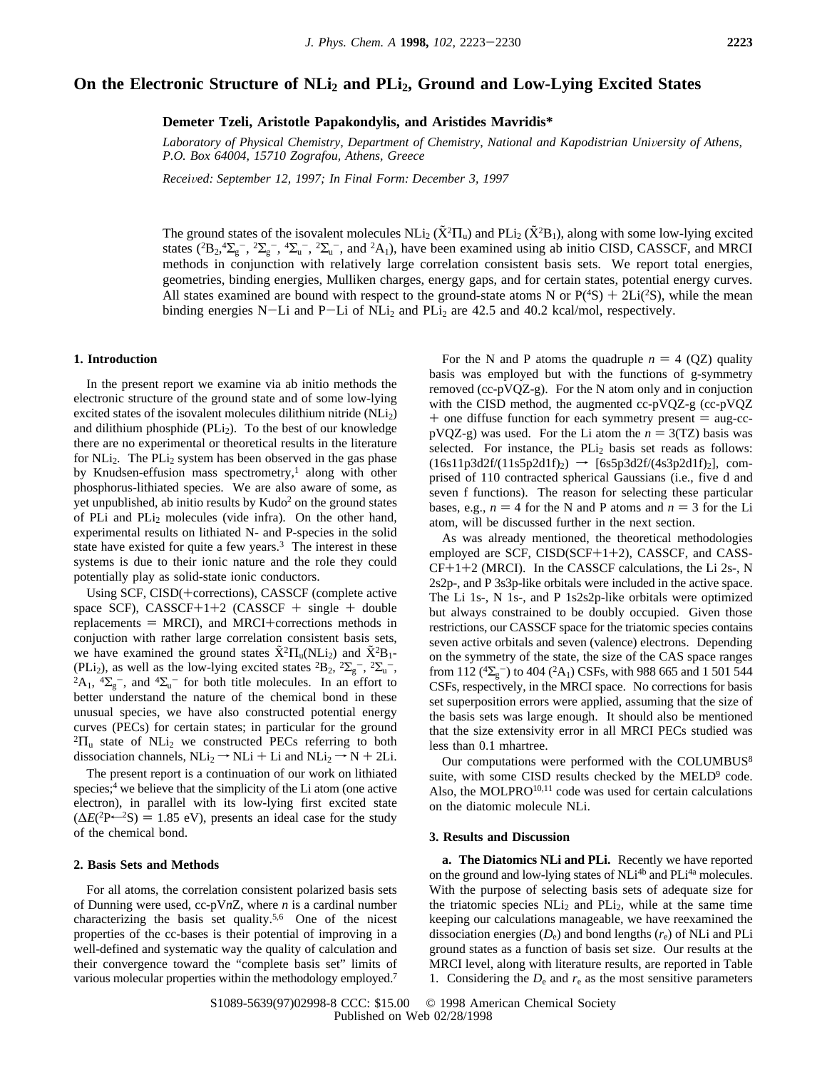# On the Electronic Structure of $NLi_2$ and $PLi_2$, Ground and Low-Lying Excited States

**Demeter Tzeli, Aristotle Papakondylis, and Aristides Mavridis***

*Laboratory of Physical Chemistry, Department of Chemistry, National and Kapodistrian University of Athens, P.O. Box 64004, 15710 Zografou, Athens, Greece*

*Received: September 12, 1997; In Final Form: December 3, 1997*

The ground states of the isovalent molecules $NLi_2$ ($\tilde{X}^2\Pi_u$) and $PLi_2$ ($\tilde{X}^2B_1$), along with some low-lying excited states ($^2B_2$, $^4\Sigma_g^-$, $^2\Sigma_g^-$, $^4\Sigma_u^-$, $^2\Sigma_u^-$, and $^2A_1$), have been examined using ab initio CISD, CASSCF, and MRCI methods in conjunction with relatively large correlation consistent basis sets. We report total energies, geometries, binding energies, Mulliken charges, energy gaps, and for certain states, potential energy curves. All states examined are bound with respect to the ground-state atoms N or P($^4$S) + 2Li($^2$S), while the mean binding energies N−Li and P−Li of $NLi_2$ and $PLi_2$ are 42.5 and 40.2 kcal/mol, respectively.

## 1. Introduction

In the present report we examine via ab initio methods the electronic structure of the ground state and of some low-lying excited states of the isovalent molecules dilithium nitride ($NLi_2$) and dilithium phosphide ($PLi_2$). To the best of our knowledge there are no experimental or theoretical results in the literature for $NLi_2$. The $PLi_2$ system has been observed in the gas phase by Knudsen-effusion mass spectrometry,[1] along with other phosphorus-lithiated species. We are also aware of some, as yet unpublished, ab initio results by Kudo[2] on the ground states of PLi and $PLi_2$ molecules (vide infra). On the other hand, experimental results on lithiated N- and P-species in the solid state have existed for quite a few years.[3] The interest in these systems is due to their ionic nature and the role they could potentially play as solid-state ionic conductors.

Using SCF, CISD(+corrections), CASSCF (complete active space SCF), CASSCF+1+2 (CASSCF + single + double replacements = MRCI), and MRCI+corrections methods in conjuction with rather large correlation consistent basis sets, we have examined the ground states $\tilde{X}^2\Pi_u$($NLi_2$) and $\tilde{X}^2B_1$($PLi_2$), as well as the low-lying excited states $^2B_2$, $^2\Sigma_g^-$, $^2\Sigma_u^-$, $^2A_1$, $^4\Sigma_g^-$, and $^4\Sigma_u^-$ for both title molecules. In an effort to better understand the nature of the chemical bond in these unusual species, we have also constructed potential energy curves (PECs) for certain states; in particular for the ground $^2\Pi_u$ state of $NLi_2$ we constructed PECs referring to both dissociation channels, $NLi_2 \rightarrow NLi + Li$ and $NLi_2 \rightarrow N + 2Li$.

The present report is a continuation of our work on lithiated species;[4] we believe that the simplicity of the Li atom (one active electron), in parallel with its low-lying first excited state ($\Delta E(^2P \leftarrow {}^2S) = 1.85$ eV), presents an ideal case for the study of the chemical bond.

## 2. Basis Sets and Methods

For all atoms, the correlation consistent polarized basis sets of Dunning were used, cc-pV$n$Z, where $n$ is a cardinal number characterizing the basis set quality.[5,6] One of the nicest properties of the cc-bases is their potential of improving in a well-defined and systematic way the quality of calculation and their convergence toward the "complete basis set" limits of various molecular properties within the methodology employed.[7]

For the N and P atoms the quadruple $n = 4$ (QZ) quality basis was employed but with the functions of g-symmetry removed (cc-pVQZ-g). For the N atom only and in conjuction with the CISD method, the augmented cc-pVQZ-g (cc-pVQZ + one diffuse function for each symmetry present = aug-cc-pVQZ-g) was used. For the Li atom the $n = 3$(TZ) basis was selected. For instance, the $PLi_2$ basis set reads as follows: $(16s11p3d2f/(11s5p2d1f)_2) \rightarrow [6s5p3d2f/(4s3p2d1f)_2]$, comprised of 110 contracted spherical Gaussians (i.e., five d and seven f functions). The reason for selecting these particular bases, e.g., $n = 4$ for the N and P atoms and $n = 3$ for the Li atom, will be discussed further in the next section.

As was already mentioned, the theoretical methodologies employed are SCF, CISD(SCF+1+2), CASSCF, and CASSCF+1+2 (MRCI). In the CASSCF calculations, the Li 2s-, N 2s2p-, and P 3s3p-like orbitals were included in the active space. The Li 1s-, N 1s-, and P 1s2s2p-like orbitals were optimized but always constrained to be doubly occupied. Given those restrictions, our CASSCF space for the triatomic species contains seven active orbitals and seven (valence) electrons. Depending on the symmetry of the state, the size of the CAS space ranges from 112 ($^4\Sigma_g^-$) to 404 ($^2A_1$) CSFs, with 988 665 and 1 501 544 CSFs, respectively, in the MRCI space. No corrections for basis set superposition errors were applied, assuming that the size of the basis sets was large enough. It should also be mentioned that the size extensivity error in all MRCI PECs studied was less than 0.1 mhartree.

Our computations were performed with the COLUMBUS[8] suite, with some CISD results checked by the MELD[9] code. Also, the MOLPRO[10,11] code was used for certain calculations on the diatomic molecule NLi.

## 3. Results and Discussion

**a. The Diatomics NLi and PLi.** Recently we have reported on the ground and low-lying states of NLi[4b] and PLi[4a] molecules. With the purpose of selecting basis sets of adequate size for the triatomic species $NLi_2$ and $PLi_2$, while at the same time keeping our calculations manageable, we have reexamined the dissociation energies ($D_e$) and bond lengths ($r_e$) of NLi and PLi ground states as a function of basis set size. Our results at the MRCI level, along with literature results, are reported in Table 1. Considering the $D_e$ and $r_e$ as the most sensitive parameters

S1089-5639(97)02998-8 CCC: $15.00 © 1998 American Chemical Society
Published on Web 02/28/1998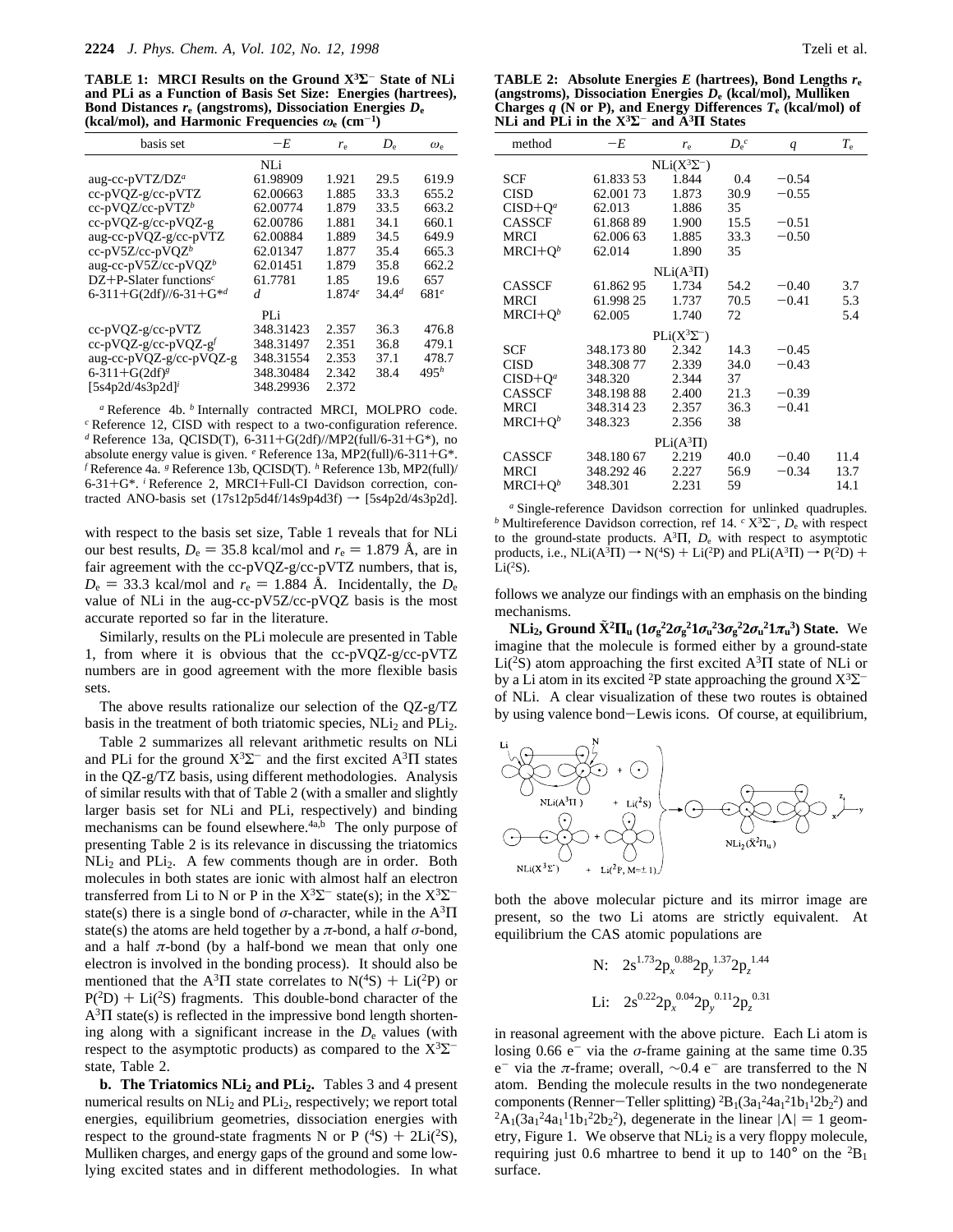**TABLE 1: MRCI Results on the Ground $X^3\Sigma^-$ State of NLi and PLi as a Function of Basis Set Size: Energies (hartrees), Bond Distances $r_e$ (angstroms), Dissociation Energies $D_e$ (kcal/mol), and Harmonic Frequencies $\omega_e$ (cm$^{-1}$)**

| basis set | $-E$ | $r_e$ | $D_e$ | $\omega_e$ |
|---|---|---|---|---|
| | NLi | | | |
| aug-cc-pVTZ/DZ[a] | 61.98909 | 1.921 | 29.5 | 619.9 |
| cc-pVQZ-g/cc-pVTZ | 62.00663 | 1.885 | 33.3 | 655.2 |
| cc-pVQZ/cc-pVTZ[b] | 62.00774 | 1.879 | 33.5 | 663.2 |
| cc-pVQZ-g/cc-pVQZ-g | 62.00786 | 1.881 | 34.1 | 660.1 |
| aug-cc-pVQZ-g/cc-pVTZ | 62.00884 | 1.889 | 34.5 | 649.9 |
| cc-pV5Z/cc-pVQZ[b] | 62.01347 | 1.877 | 35.4 | 665.3 |
| aug-cc-pV5Z/cc-pVQZ[b] | 62.01451 | 1.879 | 35.8 | 662.2 |
| DZ+P-Slater functions[c] | 61.7781 | 1.85 | 19.6 | 657 |
| 6-311+G(2df)//6-31+G*[d] | *d* | 1.874[e] | 34.4[d] | 681[e] |
| | PLi | | | |
| cc-pVQZ-g/cc-pVTZ | 348.31423 | 2.357 | 36.3 | 476.8 |
| cc-pVQZ-g/cc-pVQZ-g[f] | 348.31497 | 2.351 | 36.8 | 479.1 |
| aug-cc-pVQZ-g/cc-pVQZ-g | 348.31554 | 2.353 | 37.1 | 478.7 |
| 6-311+G(2df)[g] | 348.30484 | 2.342 | 38.4 | 495[h] |
| [5s4p2d/4s3p2d][i] | 348.29936 | 2.372 | | |

[a] Reference 4b. [b] Internally contracted MRCI, MOLPRO code. [c] Reference 12, CISD with respect to a two-configuration reference. [d] Reference 13a, QCISD(T), 6-311+G(2df)//MP2(full/6-31+G*), no absolute energy value is given. [e] Reference 13a, MP2(full)/6-311+G*. [f] Reference 4a. [g] Reference 13b, QCISD(T). [h] Reference 13b, MP2(full)/6-31+G*. [i] Reference 2, MRCI+Full-CI Davidson correction, contracted ANO-basis set (17s12p5d4f/14s9p4d3f) → [5s4p2d/4s3p2d].

with respect to the basis set size, Table 1 reveals that for NLi our best results, $D_e$ = 35.8 kcal/mol and $r_e$ = 1.879 Å, are in fair agreement with the cc-pVQZ-g/cc-pVTZ numbers, that is, $D_e$ = 33.3 kcal/mol and $r_e$ = 1.884 Å. Incidentally, the $D_e$ value of NLi in the aug-cc-pV5Z/cc-pVQZ basis is the most accurate reported so far in the literature.

Similarly, results on the PLi molecule are presented in Table 1, from where it is obvious that the cc-pVQZ-g/cc-pVTZ numbers are in good agreement with the more flexible basis sets.

The above results rationalize our selection of the QZ-g/TZ basis in the treatment of both triatomic species, $NLi_2$ and $PLi_2$.

Table 2 summarizes all relevant arithmetic results on NLi and PLi for the ground $X^3\Sigma^-$ and the first excited $A^3\Pi$ states in the QZ-g/TZ basis, using different methodologies. Analysis of similar results with that of Table 2 (with a smaller and slightly larger basis set for NLi and PLi, respectively) and binding mechanisms can be found elsewhere.[4a,b] The only purpose of presenting Table 2 is its relevance in discussing the triatomics $NLi_2$ and $PLi_2$. A few comments though are in order. Both molecules in both states are ionic with almost half an electron transferred from Li to N or P in the $X^3\Sigma^-$ state(s); in the $X^3\Sigma^-$ state(s) there is a single bond of $\sigma$-character, while in the $A^3\Pi$ state(s) the atoms are held together by a $\pi$-bond, a half $\sigma$-bond, and a half $\pi$-bond (by a half-bond we mean that only one electron is involved in the bonding process). It should also be mentioned that the $A^3\Pi$ state correlates to N($^4$S) + Li($^2$P) or P($^2$D) + Li($^2$S) fragments. This double-bond character of the $A^3\Pi$ state(s) is reflected in the impressive bond length shortening along with a significant increase in the $D_e$ values (with respect to the asymptotic products) as compared to the $X^3\Sigma^-$ state, Table 2.

**b. The Triatomics $NLi_2$ and $PLi_2$.** Tables 3 and 4 present numerical results on $NLi_2$ and $PLi_2$, respectively; we report total energies, equilibrium geometries, dissociation energies with respect to the ground-state fragments N or P ($^4$S) + 2Li($^2$S), Mulliken charges, and energy gaps of the ground and some low-lying excited states and in different methodologies. In what

**TABLE 2: Absolute Energies $E$ (hartrees), Bond Lengths $r_e$ (angstroms), Dissociation Energies $D_e$ (kcal/mol), Mulliken Charges $q$ (N or P), and Energy Differences $T_e$ (kcal/mol) of NLi and PLi in the $X^3\Sigma^-$ and $A^3\Pi$ States**

| method | $-E$ | $r_e$ | $D_e$[c] | $q$ | $T_e$ |
|---|---|---|---|---|---|
| | | NLi($X^3\Sigma^-$) | | | |
| SCF | 61.833 53 | 1.844 | 0.4 | −0.54 | |
| CISD | 62.001 73 | 1.873 | 30.9 | −0.55 | |
| CISD+Q[a] | 62.013 | 1.886 | 35 | | |
| CASSCF | 61.868 89 | 1.900 | 15.5 | −0.51 | |
| MRCI | 62.006 63 | 1.885 | 33.3 | −0.50 | |
| MRCI+Q[b] | 62.014 | 1.890 | 35 | | |
| | | NLi($A^3\Pi$) | | | |
| CASSCF | 61.862 95 | 1.734 | 54.2 | −0.40 | 3.7 |
| MRCI | 61.998 25 | 1.737 | 70.5 | −0.41 | 5.3 |
| MRCI+Q[b] | 62.005 | 1.740 | 72 | | 5.4 |
| | | PLi($X^3\Sigma^-$) | | | |
| SCF | 348.173 80 | 2.342 | 14.3 | −0.45 | |
| CISD | 348.308 77 | 2.339 | 34.0 | −0.43 | |
| CISD+Q[a] | 348.320 | 2.344 | 37 | | |
| CASSCF | 348.198 88 | 2.400 | 21.3 | −0.39 | |
| MRCI | 348.314 23 | 2.357 | 36.3 | −0.41 | |
| MRCI+Q[b] | 348.323 | 2.356 | 38 | | |
| | | PLi($A^3\Pi$) | | | |
| CASSCF | 348.180 67 | 2.219 | 40.0 | −0.40 | 11.4 |
| MRCI | 348.292 46 | 2.227 | 56.9 | −0.34 | 13.7 |
| MRCI+Q[b] | 348.301 | 2.231 | 59 | | 14.1 |

[a] Single-reference Davidson correction for unlinked quadruples. [b] Multireference Davidson correction, ref 14. [c] $X^3\Sigma^-$, $D_e$ with respect to the ground-state products. $A^3\Pi$, $D_e$ with respect to asymptotic products, i.e., NLi($A^3\Pi$) → N($^4$S) + Li($^2$P) and PLi($A^3\Pi$) → P($^2$D) + Li($^2$S).

follows we analyze our findings with an emphasis on the binding mechanisms.

**$NLi_2$, Ground $\tilde{X}^2\Pi_u$ ($1\sigma_g^2 2\sigma_g^2 1\sigma_u^2 3\sigma_g^2 2\sigma_u^2 1\pi_u^3$) State.** We imagine that the molecule is formed either by a ground-state Li($^2$S) atom approaching the first excited $A^3\Pi$ state of NLi or by a Li atom in its excited $^2$P state approaching the ground $X^3\Sigma^-$ of NLi. A clear visualization of these two routes is obtained by using valence bond−Lewis icons. Of course, at equilibrium,

both the above molecular picture and its mirror image are present, so the two Li atoms are strictly equivalent. At equilibrium the CAS atomic populations are

$$\text{N:}\quad 2s^{1.73}2p_x^{\,0.88}2p_y^{\,1.37}2p_z^{\,1.44}$$

$$\text{Li:}\quad 2s^{0.22}2p_x^{\,0.04}2p_y^{\,0.11}2p_z^{\,0.31}$$

in reasonal agreement with the above picture. Each Li atom is losing 0.66 e$^-$ via the $\sigma$-frame gaining at the same time 0.35 e$^-$ via the $\pi$-frame; overall, ~0.4 e$^-$ are transferred to the N atom. Bending the molecule results in the two nondegenerate components (Renner−Teller splitting) $^2B_1(3a_1^2 4a_1^2 1b_1^1 2b_2^2)$ and $^2A_1(3a_1^2 4a_1^1 1b_1^2 2b_2^2)$, degenerate in the linear $|\Lambda| = 1$ geometry, Figure 1. We observe that $NLi_2$ is a very floppy molecule, requiring just 0.6 mhartree to bend it up to 140° on the $^2B_1$ surface.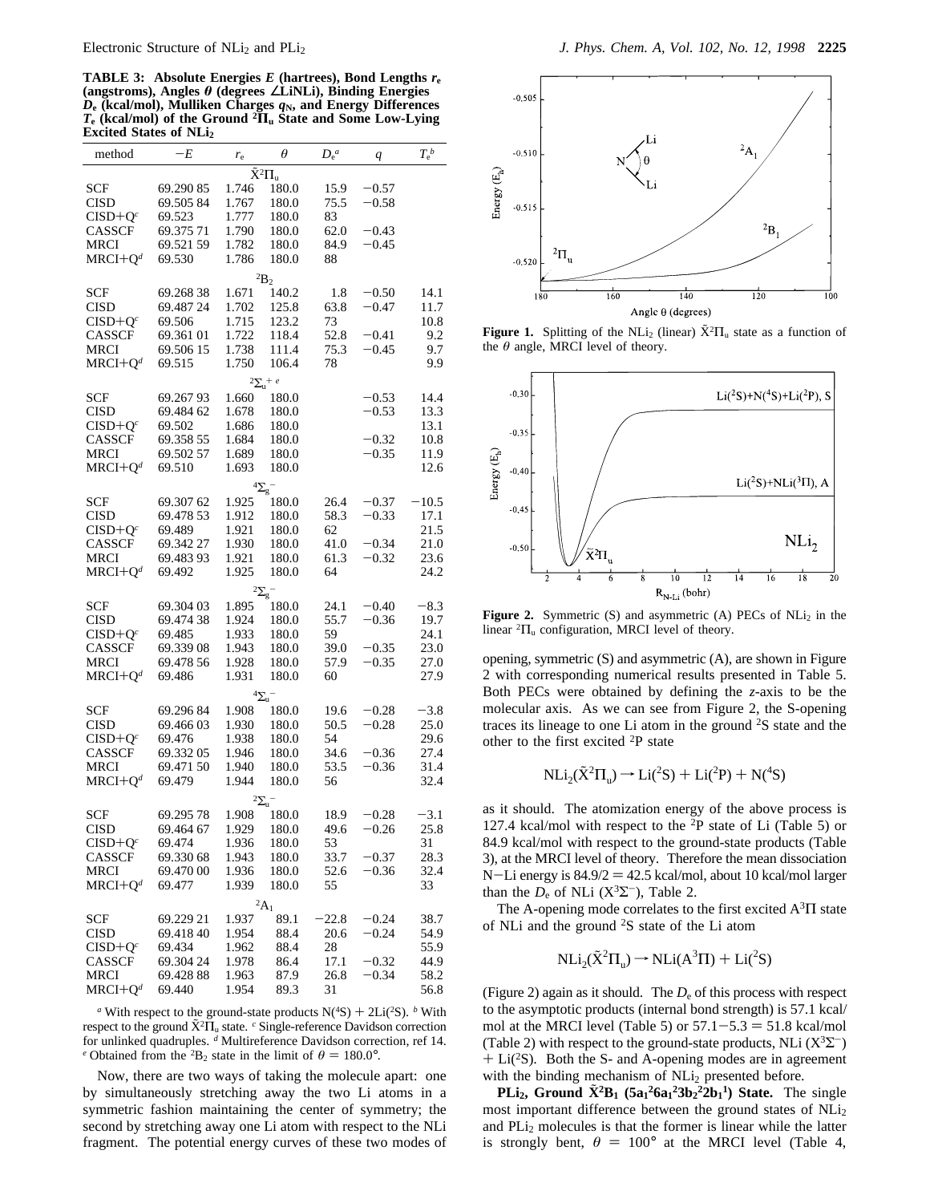**TABLE 3: Absolute Energies *E* (hartrees), Bond Lengths $r_e$ (angstroms), Angles $\theta$ (degrees ∠LiNLi), Binding Energies $D_e$ (kcal/mol), Mulliken Charges $q_N$, and Energy Differences $T_e$ (kcal/mol) of the Ground $^2\Pi_u$ State and Some Low-Lying Excited States of $NLi_2$**

| method | $-E$ | $r_e$ | $\theta$ | $D_e$[a] | $q$ | $T_e$[b] |
|---|---|---|---|---|---|---|
| | | | $\tilde{X}^2\Pi_u$ | | | |
| SCF | 69.290 85 | 1.746 | 180.0 | 15.9 | −0.57 | |
| CISD | 69.505 84 | 1.767 | 180.0 | 75.5 | −0.58 | |
| CISD+Q[c] | 69.523 | 1.777 | 180.0 | 83 | | |
| CASSCF | 69.375 71 | 1.790 | 180.0 | 62.0 | −0.43 | |
| MRCI | 69.521 59 | 1.782 | 180.0 | 84.9 | −0.45 | |
| MRCI+Q[d] | 69.530 | 1.786 | 180.0 | 88 | | |
| | | | $^2B_2$ | | | |
| SCF | 69.268 38 | 1.671 | 140.2 | 1.8 | −0.50 | 14.1 |
| CISD | 69.487 24 | 1.702 | 125.8 | 63.8 | −0.47 | 11.7 |
| CISD+Q[c] | 69.506 | 1.715 | 123.2 | 73 | | 10.8 |
| CASSCF | 69.361 01 | 1.722 | 118.4 | 52.8 | −0.41 | 9.2 |
| MRCI | 69.506 15 | 1.738 | 111.4 | 75.3 | −0.45 | 9.7 |
| MRCI+Q[d] | 69.515 | 1.750 | 106.4 | 78 | | 9.9 |
| | | | $^2\Sigma_u^+$ [e] | | | |
| SCF | 69.267 93 | 1.660 | 180.0 | | −0.53 | 14.4 |
| CISD | 69.484 62 | 1.678 | 180.0 | | −0.53 | 13.3 |
| CISD+Q[c] | 69.502 | 1.686 | 180.0 | | | 13.1 |
| CASSCF | 69.358 55 | 1.684 | 180.0 | | −0.32 | 10.8 |
| MRCI | 69.502 57 | 1.689 | 180.0 | | −0.35 | 11.9 |
| MRCI+Q[d] | 69.510 | 1.693 | 180.0 | | | 12.6 |
| | | | $^4\Sigma_g^-$ | | | |
| SCF | 69.307 62 | 1.925 | 180.0 | 26.4 | −0.37 | −10.5 |
| CISD | 69.478 53 | 1.912 | 180.0 | 58.3 | −0.33 | 17.1 |
| CISD+Q[c] | 69.489 | 1.921 | 180.0 | 62 | | 21.5 |
| CASSCF | 69.342 27 | 1.930 | 180.0 | 41.0 | −0.34 | 21.0 |
| MRCI | 69.483 93 | 1.921 | 180.0 | 61.3 | −0.32 | 23.6 |
| MRCI+Q[d] | 69.492 | 1.925 | 180.0 | 64 | | 24.2 |
| | | | $^2\Sigma_g^-$ | | | |
| SCF | 69.304 03 | 1.895 | 180.0 | 24.1 | −0.40 | −8.3 |
| CISD | 69.474 38 | 1.924 | 180.0 | 55.7 | −0.36 | 19.7 |
| CISD+Q[c] | 69.485 | 1.933 | 180.0 | 59 | | 24.1 |
| CASSCF | 69.339 08 | 1.943 | 180.0 | 39.0 | −0.35 | 23.0 |
| MRCI | 69.478 56 | 1.928 | 180.0 | 57.9 | −0.35 | 27.0 |
| MRCI+Q[d] | 69.486 | 1.931 | 180.0 | 60 | | 27.9 |
| | | | $^4\Sigma_u^-$ | | | |
| SCF | 69.296 84 | 1.908 | 180.0 | 19.6 | −0.28 | −3.8 |
| CISD | 69.466 03 | 1.930 | 180.0 | 50.5 | −0.28 | 25.0 |
| CISD+Q[c] | 69.476 | 1.938 | 180.0 | 54 | | 29.6 |
| CASSCF | 69.332 05 | 1.946 | 180.0 | 34.6 | −0.36 | 27.4 |
| MRCI | 69.471 50 | 1.940 | 180.0 | 53.5 | −0.36 | 31.4 |
| MRCI+Q[d] | 69.479 | 1.944 | 180.0 | 56 | | 32.4 |
| | | | $^2\Sigma_u^-$ | | | |
| SCF | 69.295 78 | 1.908 | 180.0 | 18.9 | −0.28 | −3.1 |
| CISD | 69.464 67 | 1.929 | 180.0 | 49.6 | −0.26 | 25.8 |
| CISD+Q[c] | 69.474 | 1.936 | 180.0 | 53 | | 31 |
| CASSCF | 69.330 68 | 1.943 | 180.0 | 33.7 | −0.37 | 28.3 |
| MRCI | 69.470 00 | 1.936 | 180.0 | 52.6 | −0.36 | 32.4 |
| MRCI+Q[d] | 69.477 | 1.939 | 180.0 | 55 | | 33 |
| | | | $^2A_1$ | | | |
| SCF | 69.229 21 | 1.937 | 89.1 | −22.8 | −0.24 | 38.7 |
| CISD | 69.418 40 | 1.954 | 88.4 | 20.6 | −0.24 | 54.9 |
| CISD+Q[c] | 69.434 | 1.962 | 88.4 | 28 | | 55.9 |
| CASSCF | 69.304 24 | 1.978 | 86.4 | 17.1 | −0.32 | 44.9 |
| MRCI | 69.428 88 | 1.963 | 87.9 | 26.8 | −0.34 | 58.2 |
| MRCI+Q[d] | 69.440 | 1.954 | 89.3 | 31 | | 56.8 |

[a] With respect to the ground-state products $N(^4S) + 2Li(^2S)$. [b] With respect to the ground $\tilde{X}^2\Pi_u$ state. [c] Single-reference Davidson correction for unlinked quadruples. [d] Multireference Davidson correction, ref 14. [e] Obtained from the $^2B_2$ state in the limit of $\theta = 180.0°$.

Now, there are two ways of taking the molecule apart: one by simultaneously stretching away the two Li atoms in a symmetric fashion maintaining the center of symmetry; the second by stretching away one Li atom with respect to the NLi fragment. The potential energy curves of these two modes of opening, symmetric (S) and asymmetric (A), are shown in Figure 2 with corresponding numerical results presented in Table 5. Both PECs were obtained by defining the *z*-axis to be the molecular axis. As we can see from Figure 2, the S-opening traces its lineage to one Li atom in the ground $^2S$ state and the other to the first excited $^2P$ state

**Figure 1.** Splitting of the $NLi_2$ (linear) $\tilde{X}^2\Pi_u$ state as a function of the $\theta$ angle, MRCI level of theory.

**Figure 2.** Symmetric (S) and asymmetric (A) PECs of $NLi_2$ in the linear $^2\Pi_u$ configuration, MRCI level of theory.

$$NLi_2(\tilde{X}^2\Pi_u) \rightarrow Li(^2S) + Li(^2P) + N(^4S)$$

as it should. The atomization energy of the above process is 127.4 kcal/mol with respect to the $^2P$ state of Li (Table 5) or 84.9 kcal/mol with respect to the ground-state products (Table 3), at the MRCI level of theory. Therefore the mean dissociation N−Li energy is 84.9/2 = 42.5 kcal/mol, about 10 kcal/mol larger than the $D_e$ of NLi ($X^3\Sigma^-$), Table 2.

The A-opening mode correlates to the first excited $A^3\Pi$ state of NLi and the ground $^2S$ state of the Li atom

$$NLi_2(\tilde{X}^2\Pi_u) \rightarrow NLi(A^3\Pi) + Li(^2S)$$

(Figure 2) again as it should. The $D_e$ of this process with respect to the asymptotic products (internal bond strength) is 57.1 kcal/mol at the MRCI level (Table 5) or 57.1−5.3 = 51.8 kcal/mol (Table 2) with respect to the ground-state products, NLi ($X^3\Sigma^-$) + Li($^2S$). Both the S- and A-opening modes are in agreement with the binding mechanism of $NLi_2$ presented before.

**$PLi_2$, Ground $\tilde{X}^2B_1$ ($5a_1^2 6a_1^2 3b_2^2 2b_1^1$) State.** The single most important difference between the ground states of $NLi_2$ and $PLi_2$ molecules is that the former is linear while the latter is strongly bent, $\theta = 100°$ at the MRCI level (Table 4,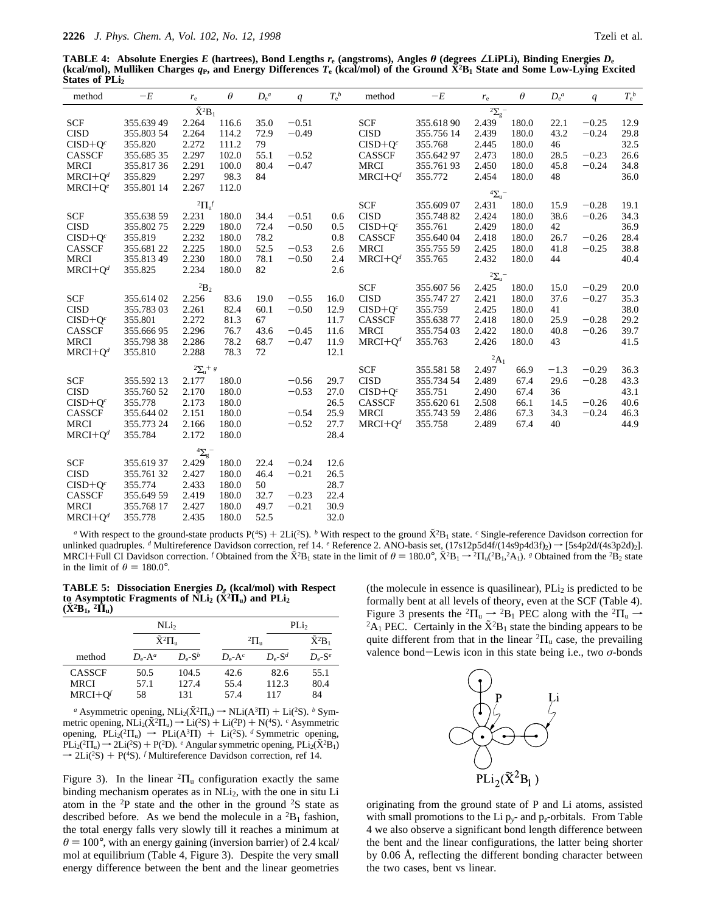**TABLE 4: Absolute Energies $E$ (hartrees), Bond Lengths $r_e$ (angstroms), Angles $\theta$ (degrees ∠LiPLi), Binding Energies $D_e$ (kcal/mol), Mulliken Charges $q_P$, and Energy Differences $T_e$ (kcal/mol) of the Ground $\tilde{X}^2B_1$ State and Some Low-Lying Excited States of $PLi_2$**

| method | $-E$ | $r_e$ | $\theta$ | $D_e$[a] | $q$ | $T_e$[b] |
|---|---|---|---|---|---|---|
| | | $\tilde{X}^2B_1$ | | | | |
| SCF | 355.639 49 | 2.264 | 116.6 | 35.0 | −0.51 | |
| CISD | 355.803 54 | 2.264 | 114.2 | 72.9 | −0.49 | |
| CISD+Q[c] | 355.820 | 2.272 | 111.2 | 79 | | |
| CASSCF | 355.685 35 | 2.297 | 102.0 | 55.1 | −0.52 | |
| MRCI | 355.817 36 | 2.291 | 100.0 | 80.4 | −0.47 | |
| MRCI+Q[d] | 355.829 | 2.297 | 98.3 | 84 | | |
| MRCI+Q[e] | 355.801 14 | 2.267 | 112.0 | | | |
| | | $^2\Pi_u$[f] | | | | |
| SCF | 355.638 59 | 2.231 | 180.0 | 34.4 | −0.51 | 0.6 |
| CISD | 355.802 75 | 2.229 | 180.0 | 72.4 | −0.50 | 0.5 |
| CISD+Q[c] | 355.819 | 2.232 | 180.0 | 78.2 | | 0.8 |
| CASSCF | 355.681 22 | 2.225 | 180.0 | 52.5 | −0.53 | 2.6 |
| MRCI | 355.813 49 | 2.230 | 180.0 | 78.1 | −0.50 | 2.4 |
| MRCI+Q[d] | 355.825 | 2.234 | 180.0 | 82 | | 2.6 |
| | | $^2B_2$ | | | | |
| SCF | 355.614 02 | 2.256 | 83.6 | 19.0 | −0.55 | 16.0 |
| CISD | 355.783 03 | 2.261 | 82.4 | 60.1 | −0.50 | 12.9 |
| CISD+Q[c] | 355.801 | 2.272 | 81.3 | 67 | | 11.7 |
| CASSCF | 355.666 95 | 2.296 | 76.7 | 43.6 | −0.45 | 11.6 |
| MRCI | 355.798 38 | 2.286 | 78.2 | 68.7 | −0.47 | 11.9 |
| MRCI+Q[d] | 355.810 | 2.288 | 78.3 | 72 | | 12.1 |
| | | $^2\Sigma_u^+$[g] | | | | |
| SCF | 355.592 13 | 2.177 | 180.0 | | −0.56 | 29.7 |
| CISD | 355.760 52 | 2.170 | 180.0 | | −0.53 | 27.0 |
| CISD+Q[c] | 355.778 | 2.173 | 180.0 | | | 26.5 |
| CASSCF | 355.644 02 | 2.151 | 180.0 | | −0.54 | 25.9 |
| MRCI | 355.773 24 | 2.166 | 180.0 | | −0.52 | 27.7 |
| MRCI+Q[d] | 355.784 | 2.172 | 180.0 | | | 28.4 |
| | | $^4\Sigma_g^-$ | | | | |
| SCF | 355.619 37 | 2.429 | 180.0 | 22.4 | −0.24 | 12.6 |
| CISD | 355.761 32 | 2.427 | 180.0 | 46.4 | −0.21 | 26.5 |
| CISD+Q[c] | 355.774 | 2.433 | 180.0 | 50 | | 28.7 |
| CASSCF | 355.649 59 | 2.419 | 180.0 | 32.7 | −0.23 | 22.4 |
| MRCI | 355.768 17 | 2.427 | 180.0 | 49.7 | −0.21 | 30.9 |
| MRCI+Q[d] | 355.778 | 2.435 | 180.0 | 52.5 | | 32.0 |
| | | $^2\Sigma_g^-$ | | | | |
| SCF | 355.618 90 | 2.439 | 180.0 | 22.1 | −0.25 | 12.9 |
| CISD | 355.756 14 | 2.439 | 180.0 | 43.2 | −0.24 | 29.8 |
| CISD+Q[c] | 355.768 | 2.445 | 180.0 | 46 | | 32.5 |
| CASSCF | 355.642 97 | 2.473 | 180.0 | 28.5 | −0.23 | 26.6 |
| MRCI | 355.761 93 | 2.450 | 180.0 | 45.8 | −0.24 | 34.8 |
| MRCI+Q[d] | 355.772 | 2.454 | 180.0 | 48 | | 36.0 |
| | | $^4\Sigma_u^-$ | | | | |
| SCF | 355.609 07 | 2.431 | 180.0 | 15.9 | −0.28 | 19.1 |
| CISD | 355.748 82 | 2.424 | 180.0 | 38.6 | −0.26 | 34.3 |
| CISD+Q[c] | 355.761 | 2.429 | 180.0 | 42 | | 36.9 |
| CASSCF | 355.640 04 | 2.418 | 180.0 | 26.7 | −0.26 | 28.4 |
| MRCI | 355.755 59 | 2.425 | 180.0 | 41.8 | −0.25 | 38.8 |
| MRCI+Q[d] | 355.765 | 2.432 | 180.0 | 44 | | 40.4 |
| | | $^2\Sigma_u^-$ | | | | |
| SCF | 355.607 56 | 2.425 | 180.0 | 15.0 | −0.29 | 20.0 |
| CISD | 355.747 27 | 2.421 | 180.0 | 37.6 | −0.27 | 35.3 |
| CISD+Q[c] | 355.759 | 2.425 | 180.0 | 41 | | 38.0 |
| CASSCF | 355.638 77 | 2.418 | 180.0 | 25.9 | −0.28 | 29.2 |
| MRCI | 355.754 03 | 2.422 | 180.0 | 40.8 | −0.26 | 39.7 |
| MRCI+Q[d] | 355.763 | 2.426 | 180.0 | 43 | | 41.5 |
| | | $^2A_1$ | | | | |
| SCF | 355.581 58 | 2.497 | 66.9 | −1.3 | −0.29 | 36.3 |
| CISD | 355.734 54 | 2.489 | 67.4 | 29.6 | −0.28 | 43.3 |
| CISD+Q[c] | 355.751 | 2.490 | 67.4 | 36 | | 43.1 |
| CASSCF | 355.620 61 | 2.508 | 66.1 | 14.5 | −0.26 | 40.6 |
| MRCI | 355.743 59 | 2.486 | 67.3 | 34.3 | −0.24 | 46.3 |
| MRCI+Q[d] | 355.758 | 2.489 | 67.4 | 40 | | 44.9 |

[a] With respect to the ground-state products $P(^4S) + 2Li(^2S)$. [b] With respect to the ground $\tilde{X}^2B_1$ state. [c] Single-reference Davidson correction for unlinked quadruples. [d] Multireference Davidson correction, ref 14. [e] Reference 2. ANO-basis set, $(17s12p5d4f/(14s9p4d3f)_2) \rightarrow [5s4p2d/(4s3p2d)_2]$. MRCI+Full CI Davidson correction. [f] Obtained from the $\tilde{X}^2B_1$ state in the limit of $\theta = 180.0°$, $\tilde{X}^2B_1 \rightarrow {}^2\Pi_u({}^2B_1, {}^2A_1)$. [g] Obtained from the $^2B_2$ state in the limit of $\theta = 180.0°$.

**TABLE 5: Dissociation Energies $D_e$ (kcal/mol) with Respect to Asymptotic Fragments of $NLi_2$ ($\tilde{X}^2\Pi_u$) and $PLi_2$ ($\tilde{X}^2B_1$, $^2\Pi_u$)**

| | $NLi_2$ | | $PLi_2$ | | |
|---|---|---|---|---|---|
| | $\tilde{X}^2\Pi_u$ | | $^2\Pi_u$ | | $\tilde{X}^2B_1$ |
| method | $D_e$-A[a] | $D_e$-S[b] | $D_e$-A[c] | $D_e$-S[d] | $D_e$-S[e] |
| CASSCF | 50.5 | 104.5 | 42.6 | 82.6 | 55.1 |
| MRCI | 57.1 | 127.4 | 55.4 | 112.3 | 80.4 |
| MRCI+Q[f] | 58 | 131 | 57.4 | 117 | 84 |

[a] Asymmetric opening, $NLi_2(\tilde{X}^2\Pi_u) \rightarrow NLi(A^3\Pi) + Li(^2S)$. [b] Symmetric opening, $NLi_2(\tilde{X}^2\Pi_u) \rightarrow Li(^2S) + Li(^2P) + N(^4S)$. [c] Asymmetric opening, $PLi_2(^2\Pi_u) \rightarrow PLi(A^3\Pi) + Li(^2S)$. [d] Symmetric opening, $PLi_2(^2\Pi_u) \rightarrow 2Li(^2S) + P(^2D)$. [e] Angular symmetric opening, $PLi_2(\tilde{X}^2B_1) \rightarrow 2Li(^2S) + P(^4S)$. [f] Multireference Davidson correction, ref 14.

Figure 3). In the linear $^2\Pi_u$ configuration exactly the same binding mechanism operates as in $NLi_2$, with the one in situ Li atom in the $^2P$ state and the other in the ground $^2S$ state as described before. As we bend the molecule in a $^2B_1$ fashion, the total energy falls very slowly till it reaches a minimum at $\theta = 100°$, with an energy gaining (inversion barrier) of 2.4 kcal/mol at equilibrium (Table 4, Figure 3). Despite the very small energy difference between the bent and the linear geometries (the molecule in essence is quasilinear), $PLi_2$ is predicted to be formally bent at all levels of theory, even at the SCF (Table 4). Figure 3 presents the $^2\Pi_u \rightarrow {}^2B_1$ PEC along with the $^2\Pi_u \rightarrow {}^2A_1$ PEC. Certainly in the $\tilde{X}^2B_1$ state the binding appears to be quite different from that in the linear $^2\Pi_u$ case, the prevailing valence bond−Lewis icon in this state being i.e., two $\sigma$-bonds originating from the ground state of P and Li atoms, assisted with small promotions to the Li $p_y$- and $p_z$-orbitals. From Table 4 we also observe a significant bond length difference between the bent and the linear configurations, the latter being shorter by 0.06 Å, reflecting the different bonding character between the two cases, bent vs linear.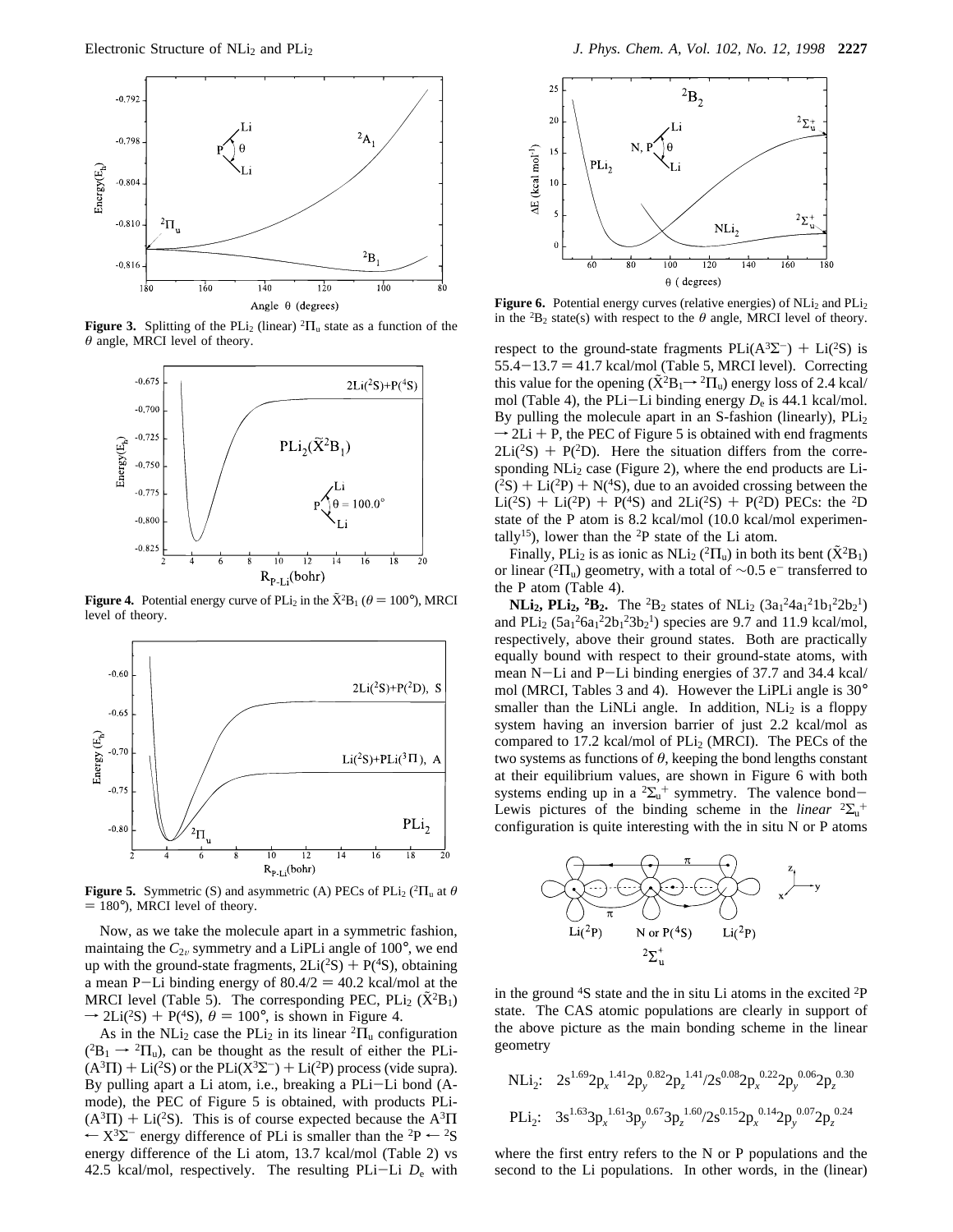**Figure 3.** Splitting of the $PLi_2$ (linear) $^2\Pi_u$ state as a function of the $\theta$ angle, MRCI level of theory.

**Figure 4.** Potential energy curve of $PLi_2$ in the $\tilde{X}^2B_1$ ($\theta = 100°$), MRCI level of theory.

**Figure 5.** Symmetric (S) and asymmetric (A) PECs of $PLi_2$ ($^2\Pi_u$ at $\theta = 180°$), MRCI level of theory.

Now, as we take the molecule apart in a symmetric fashion, maintaining the $C_{2v}$ symmetry and a LiPLi angle of 100°, we end up with the ground-state fragments, $2Li(^2S) + P(^4S)$, obtaining a mean P–Li binding energy of 80.4/2 = 40.2 kcal/mol at the MRCI level (Table 5). The corresponding PEC, $PLi_2$ ($\tilde{X}^2B_1$) $\rightarrow 2Li(^2S) + P(^4S)$, $\theta = 100°$, is shown in Figure 4.

As in the $NLi_2$ case the $PLi_2$ in its linear $^2\Pi_u$ configuration ($^2B_1 \rightarrow {}^2\Pi_u$), can be thought as the result of either the PLi-$(A^3\Pi)$ + $Li(^2S)$ or the $PLi(X^3\Sigma^-)$ + $Li(^2P)$ process (vide supra). By pulling apart a Li atom, i.e., breaking a PLi–Li bond (A-mode), the PEC of Figure 5 is obtained, with products PLi-$(A^3\Pi)$ + $Li(^2S)$. This is of course expected because the $A^3\Pi \leftarrow X^3\Sigma^-$ energy difference of PLi is smaller than the $^2P \leftarrow {}^2S$ energy difference of the Li atom, 13.7 kcal/mol (Table 2) vs 42.5 kcal/mol, respectively. The resulting PLi–Li $D_e$ with respect to the ground-state fragments $PLi(A^3\Sigma^-)$ + $Li(^2S)$ is 55.4–13.7 = 41.7 kcal/mol (Table 5, MRCI level). Correcting this value for the opening ($\tilde{X}^2B_1 \rightarrow {}^2\Pi_u$) energy loss of 2.4 kcal/mol (Table 4), the PLi–Li binding energy $D_e$ is 44.1 kcal/mol. By pulling the molecule apart in an S-fashion (linearly), $PLi_2 \rightarrow 2Li + P$, the PEC of Figure 5 is obtained with end fragments $2Li(^2S) + P(^2D)$. Here the situation differs from the corresponding $NLi_2$ case (Figure 2), where the end products are Li-$(^2S)$ + $Li(^2P)$ + $N(^4S)$, due to an avoided crossing between the $Li(^2S) + Li(^2P) + P(^4S)$ and $2Li(^2S) + P(^2D)$ PECs: the $^2D$ state of the P atom is 8.2 kcal/mol (10.0 kcal/mol experimentally[15]), lower than the $^2P$ state of the Li atom.

Finally, $PLi_2$ is as ionic as $NLi_2$ ($^2\Pi_u$) in both its bent ($\tilde{X}^2B_1$) or linear ($^2\Pi_u$) geometry, with a total of ~0.5 e⁻ transferred to the P atom (Table 4).

**$NLi_2$, $PLi_2$, $^2B_2$.** The $^2B_2$ states of $NLi_2$ ($3a_1^2 4a_1^2 1b_1^2 2b_2^1$) and $PLi_2$ ($5a_1^2 6a_1^2 2b_1^2 3b_2^1$) species are 9.7 and 11.9 kcal/mol, respectively, above their ground states. Both are practically equally bound with respect to their ground-state atoms, with mean N–Li and P–Li binding energies of 37.7 and 34.4 kcal/mol (MRCI, Tables 3 and 4). However the LiPLi angle is 30° smaller than the LiNLi angle. In addition, $NLi_2$ is a floppy system having an inversion barrier of just 2.2 kcal/mol as compared to 17.2 kcal/mol of $PLi_2$ (MRCI). The PECs of the two systems as functions of $\theta$, keeping the bond lengths constant at their equilibrium values, are shown in Figure 6 with both systems ending up in a $^2\Sigma_u^+$ symmetry. The valence bond–Lewis pictures of the binding scheme in the *linear* $^2\Sigma_u^+$ configuration is quite interesting with the in situ N or P atoms in the ground $^4S$ state and the in situ Li atoms in the excited $^2P$ state. The CAS atomic populations are clearly in support of the above picture as the main bonding scheme in the linear geometry

$$NLi_2:\quad 2s^{1.69}2p_x^{\,1.41}2p_y^{\,0.82}2p_z^{\,1.41}/2s^{0.08}2p_x^{\,0.22}2p_y^{\,0.06}2p_z^{\,0.30}$$

$$PLi_2:\quad 3s^{1.63}3p_x^{\,1.61}3p_y^{\,0.67}3p_z^{\,1.60}/2s^{0.15}2p_x^{\,0.14}2p_y^{\,0.07}2p_z^{\,0.24}$$

where the first entry refers to the N or P populations and the second to the Li populations. In other words, in the (linear)

**Figure 6.** Potential energy curves (relative energies) of $NLi_2$ and $PLi_2$ in the $^2B_2$ state(s) with respect to the $\theta$ angle, MRCI level of theory.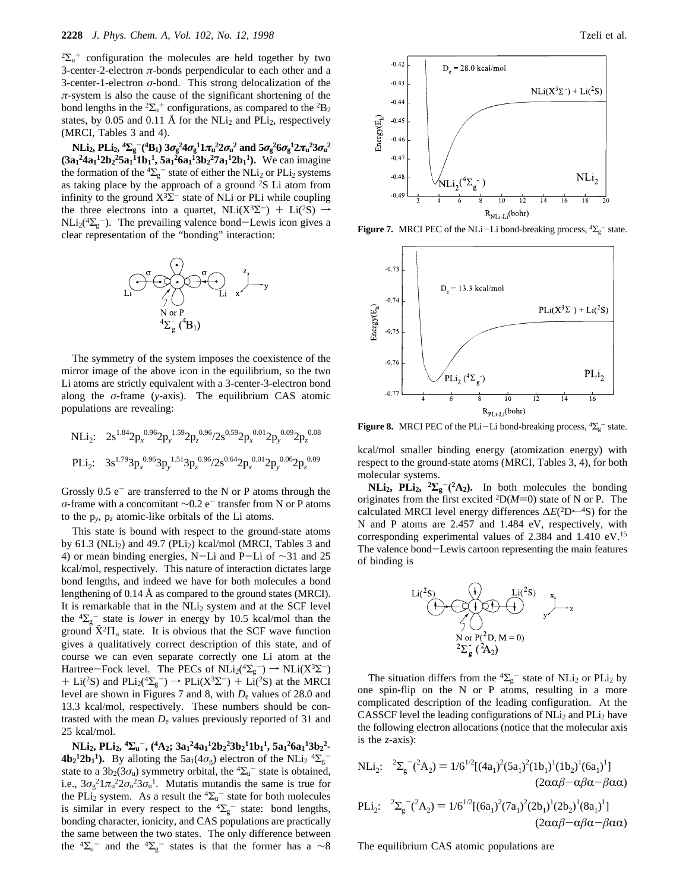$^2\Sigma_u^+$ configuration the molecules are held together by two 3-center-2-electron $\pi$-bonds perpendicular to each other and a 3-center-1-electron $\sigma$-bond. This strong delocalization of the $\pi$-system is also the cause of the significant shortening of the bond lengths in the $^2\Sigma_u^+$ configurations, as compared to the $^2B_2$ states, by 0.05 and 0.11 Å for the $NLi_2$ and $PLi_2$, respectively (MRCI, Tables 3 and 4).

**$NLi_2$, $PLi_2$, $^4\Sigma_g^-$($^4B_1$) $3\sigma_g^2 4\sigma_g^1 1\pi_u^2 2\sigma_u^2$ and $5\sigma_g^2 6\sigma_g^1 2\pi_u^2 3\sigma_u^2$ ($3a_1^2 4a_1^1 2b_2^2 5a_1^1 1b_1^1$, $5a_1^2 6a_1^1 3b_2^2 7a_1^1 2b_1^1$).** We can imagine the formation of the $^4\Sigma_g^-$ state of either the $NLi_2$ or $PLi_2$ systems as taking place by the approach of a ground $^2S$ Li atom from infinity to the ground $X^3\Sigma^-$ state of NLi or PLi while coupling the three electrons into a quartet, $NLi(X^3\Sigma^-)$ + $Li(^2S)$ → $NLi_2(^4\Sigma_g^-)$. The prevailing valence bond–Lewis icon gives a clear representation of the "bonding" interaction:

The symmetry of the system imposes the coexistence of the mirror image of the above icon in the equilibrium, so the two Li atoms are strictly equivalent with a 3-center-3-electron bond along the $\sigma$-frame ($y$-axis). The equilibrium CAS atomic populations are revealing:

$$NLi_2:\quad 2s^{1.84}2p_x^{0.96}2p_y^{1.59}2p_z^{0.96}/2s^{0.59}2p_x^{0.01}2p_y^{0.09}2p_z^{0.08}$$

$$PLi_2:\quad 3s^{1.79}3p_x^{0.96}3p_y^{1.51}3p_z^{0.96}/2s^{0.64}2p_x^{0.01}2p_y^{0.06}2p_z^{0.09}$$

Grossly 0.5 e$^-$ are transferred to the N or P atoms through the $\sigma$-frame with a concomitant ~0.2 e$^-$ transfer from N or P atoms to the $p_y$, $p_z$ atomic-like orbitals of the Li atoms.

This state is bound with respect to the ground-state atoms by 61.3 ($NLi_2$) and 49.7 ($PLi_2$) kcal/mol (MRCI, Tables 3 and 4) or mean binding energies, N–Li and P–Li of ~31 and 25 kcal/mol, respectively. This nature of interaction dictates large bond lengths, and indeed we have for both molecules a bond lengthening of 0.14 Å as compared to the ground states (MRCI). It is remarkable that in the $NLi_2$ system and at the SCF level the $^4\Sigma_g^-$ state is *lower* in energy by 10.5 kcal/mol than the ground $\tilde{X}^2\Pi_u$ state. It is obvious that the SCF wave function gives a qualitatively correct description of this state, and of course we can even separate correctly one Li atom at the Hartree–Fock level. The PECs of $NLi_2(^4\Sigma_g^-)$ → $NLi(X^3\Sigma^-)$ + $Li(^2S)$ and $PLi_2(^4\Sigma_g^-)$ → $PLi(X^3\Sigma^-)$ + $Li(^2S)$ at the MRCI level are shown in Figures 7 and 8, with $D_e$ values of 28.0 and 13.3 kcal/mol, respectively. These numbers should be contrasted with the mean $D_e$ values previously reported of 31 and 25 kcal/mol.

**$NLi_2$, $PLi_2$, $^4\Sigma_u^-$, ($^4A_2$; $3a_1^2 4a_1^1 2b_2^2 3b_2^1 1b_1^1$, $5a_1^2 6a_1^1 3b_2^2 4b_2^1 2b_1^1$).** By alloting the $5a_1(4\sigma_g)$ electron of the $NLi_2$ $^4\Sigma_g^-$ state to a $3b_2(3\sigma_u)$ symmetry orbital, the $^4\Sigma_u^-$ state is obtained, i.e., $3\sigma_g^2 1\pi_u^2 2\sigma_u^2 3\sigma_u^1$. Mutatis mutandis the same is true for the $PLi_2$ system. As a result the $^4\Sigma_u^-$ state for both molecules is similar in every respect to the $^4\Sigma_g^-$ state: bond lengths, bonding character, ionicity, and CAS populations are practically the same between the two states. The only difference between the $^4\Sigma_u^-$ and the $^4\Sigma_g^-$ states is that the former has a ~8 kcal/mol smaller binding energy (atomization energy) with respect to the ground-state atoms (MRCI, Tables 3, 4), for both molecular systems.

**Figure 7.** MRCI PEC of the NLi–Li bond-breaking process, $^4\Sigma_g^-$ state.

**Figure 8.** MRCI PEC of the PLi–Li bond-breaking process, $^4\Sigma_g^-$ state.

**$NLi_2$, $PLi_2$, $^2\Sigma_g^-$($^2A_2$).** In both molecules the bonding originates from the first excited $^2D(M=0)$ state of N or P. The calculated MRCI level energy differences $\Delta E(^2D \leftarrow {}^4S)$ for the N and P atoms are 2.457 and 1.484 eV, respectively, with corresponding experimental values of 2.384 and 1.410 eV.[15] The valence bond–Lewis cartoon representing the main features of binding is

The situation differs from the $^4\Sigma_g^-$ state of $NLi_2$ or $PLi_2$ by one spin-flip on the N or P atoms, resulting in a more complicated description of the leading configuration. At the CASSCF level the leading configurations of $NLi_2$ and $PLi_2$ have the following electron allocations (notice that the molecular axis is the $z$-axis):

$$NLi_2:\quad {}^2\Sigma_g^-(^2A_2) = 1/6^{1/2}[(4a_1)^2(5a_1)^2(1b_1)^1(1b_2)^1(6a_1)^1](2\alpha\alpha\beta - \alpha\beta\alpha - \beta\alpha\alpha)$$

$$PLi_2:\quad {}^2\Sigma_g^-(^2A_2) = 1/6^{1/2}[(6a_1)^2(7a_1)^2(2b_1)^1(2b_2)^1(8a_1)^1](2\alpha\alpha\beta - \alpha\beta\alpha - \beta\alpha\alpha)$$

The equilibrium CAS atomic populations are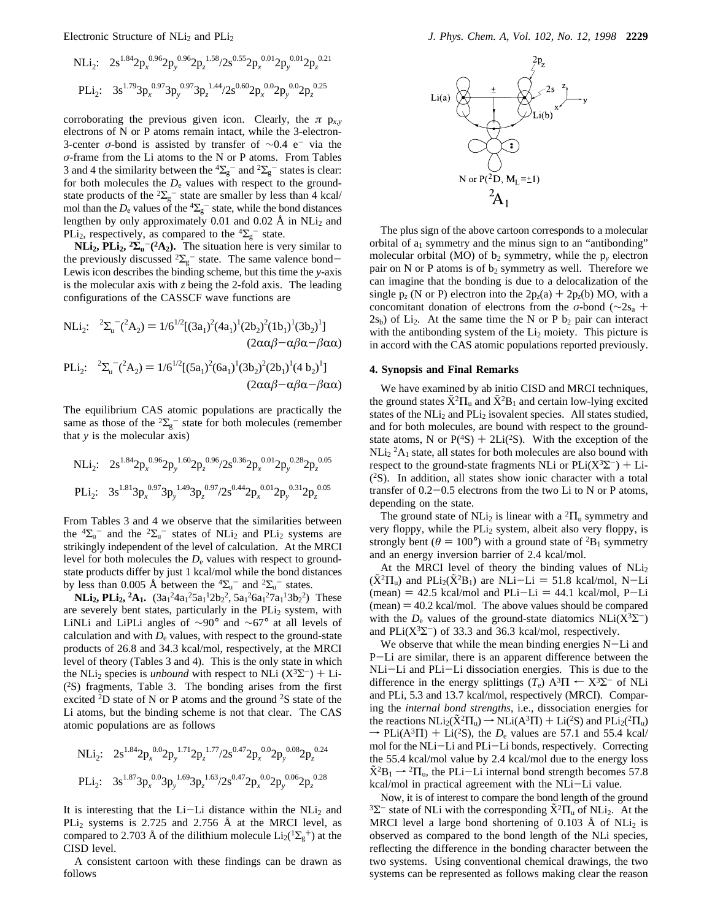$$\text{NLi}_2\text{:}\quad 2s^{1.84}2p_x^{\,0.96}2p_y^{\,0.96}2p_z^{\,1.58}/2s^{0.55}2p_x^{\,0.01}2p_y^{\,0.01}2p_z^{\,0.21}$$

$$\text{PLi}_2\text{:}\quad 3s^{1.79}3p_x^{\,0.97}3p_y^{\,0.97}3p_z^{\,1.44}/2s^{0.60}2p_x^{\,0.0}2p_y^{\,0.0}2p_z^{\,0.25}$$

corroborating the previous given icon. Clearly, the $\pi$ $p_{x,y}$ electrons of N or P atoms remain intact, while the 3-electron-3-center $\sigma$-bond is assisted by transfer of ~0.4 e$^-$ via the $\sigma$-frame from the Li atoms to the N or P atoms. From Tables 3 and 4 the similarity between the $^4\Sigma_g^-$ and $^2\Sigma_g^-$ states is clear: for both molecules the $D_e$ values with respect to the ground-state products of the $^2\Sigma_g^-$ state are smaller by less than 4 kcal/mol than the $D_e$ values of the $^4\Sigma_g^-$ state, while the bond distances lengthen by only approximately 0.01 and 0.02 Å in $NLi_2$ and $PLi_2$, respectively, as compared to the $^4\Sigma_g^-$ state.

**$NLi_2$, $PLi_2$, $^2\Sigma_u^-$($^2A_2$).** The situation here is very similar to the previously discussed $^2\Sigma_g^-$ state. The same valence bond–Lewis icon describes the binding scheme, but this time the *y*-axis is the molecular axis with *z* being the 2-fold axis. The leading configurations of the CASSCF wave functions are

$$\text{NLi}_2\text{:}\quad {}^2\Sigma_u^-({}^2A_2) = 1/6^{1/2}[(3a_1)^2(4a_1)^1(2b_2)^2(1b_1)^1(3b_2)^1]\ (2\alpha\alpha\beta - \alpha\beta\alpha - \beta\alpha\alpha)$$

$$\text{PLi}_2\text{:}\quad {}^2\Sigma_u^-({}^2A_2) = 1/6^{1/2}[(5a_1)^2(6a_1)^1(3b_2)^2(2b_1)^1(4\,b_2)^1]\ (2\alpha\alpha\beta - \alpha\beta\alpha - \beta\alpha\alpha)$$

The equilibrium CAS atomic populations are practically the same as those of the $^2\Sigma_g^-$ state for both molecules (remember that *y* is the molecular axis)

$$\text{NLi}_2\text{:}\quad 2s^{1.84}2p_x^{\,0.96}2p_y^{\,1.60}2p_z^{\,0.96}/2s^{0.36}2p_x^{\,0.01}2p_y^{\,0.28}2p_z^{\,0.05}$$

$$\text{PLi}_2\text{:}\quad 3s^{1.81}3p_x^{\,0.97}3p_y^{\,1.49}3p_z^{\,0.97}/2s^{0.44}2p_x^{\,0.01}2p_y^{\,0.31}2p_z^{\,0.05}$$

From Tables 3 and 4 we observe that the similarities between the $^4\Sigma_u^-$ and the $^2\Sigma_u^-$ states of $NLi_2$ and $PLi_2$ systems are strikingly independent of the level of calculation. At the MRCI level for both molecules the $D_e$ values with respect to ground-state products differ by just 1 kcal/mol while the bond distances by less than 0.005 Å between the $^4\Sigma_u^-$ and $^2\Sigma_u^-$ states.

**$NLi_2$, $PLi_2$, $^2A_1$.** ($3a_1^24a_1^25a_1^12b_2^2$, $5a_1^26a_1^27a_1^13b_2^2$) These are severely bent states, particularly in the $PLi_2$ system, with LiNLi and LiPLi angles of ~90° and ~67° at all levels of calculation and with $D_e$ values, with respect to the ground-state products of 26.8 and 34.3 kcal/mol, respectively, at the MRCI level of theory (Tables 3 and 4). This is the only state in which the $NLi_2$ species is *unbound* with respect to NLi ($X^3\Sigma^-$) + Li-($^2$S) fragments, Table 3. The bonding arises from the first excited $^2$D state of N or P atoms and the ground $^2$S state of the Li atoms, but the binding scheme is not that clear. The CAS atomic populations are as follows

$$\text{NLi}_2\text{:}\quad 2s^{1.84}2p_x^{\,0.0}2p_y^{\,1.71}2p_z^{\,1.77}/2s^{0.47}2p_x^{\,0.0}2p_y^{\,0.08}2p_z^{\,0.24}$$

$$\text{PLi}_2\text{:}\quad 3s^{1.87}3p_x^{\,0.0}3p_y^{\,1.69}3p_z^{\,1.63}/2s^{0.47}2p_x^{\,0.0}2p_y^{\,0.06}2p_z^{\,0.28}$$

It is interesting that the Li–Li distance within the $NLi_2$ and $PLi_2$ systems is 2.725 and 2.756 Å at the MRCI level, as compared to 2.703 Å of the dilithium molecule $Li_2$($^1\Sigma_g^+$) at the CISD level.

A consistent cartoon with these findings can be drawn as follows

N or P($^2$D, $M_L = \pm 1$)

$^2A_1$

The plus sign of the above cartoon corresponds to a molecular orbital of $a_1$ symmetry and the minus sign to an "antibonding" molecular orbital (MO) of $b_2$ symmetry, while the $p_y$ electron pair on N or P atoms is of $b_2$ symmetry as well. Therefore we can imagine that the bonding is due to a delocalization of the single $p_z$ (N or P) electron into the $2p_z$(a) + $2p_z$(b) MO, with a concomitant donation of electrons from the $\sigma$-bond (~$2s_a$ + $2s_b$) of $Li_2$. At the same time the N or P $b_2$ pair can interact with the antibonding system of the $Li_2$ moiety. This picture is in accord with the CAS atomic populations reported previously.

## 4. Synopsis and Final Remarks

We have examined by ab initio CISD and MRCI techniques, the ground states $\tilde{X}^2\Pi_u$ and $\tilde{X}^2B_1$ and certain low-lying excited states of the $NLi_2$ and $PLi_2$ isovalent species. All states studied, and for both molecules, are bound with respect to the ground-state atoms, N or P($^4$S) + 2Li($^2$S). With the exception of the $NLi_2$ $^2A_1$ state, all states for both molecules are also bound with respect to the ground-state fragments NLi or PLi($X^3\Sigma^-$) + Li-($^2$S). In addition, all states show ionic character with a total transfer of 0.2–0.5 electrons from the two Li to N or P atoms, depending on the state.

The ground state of $NLi_2$ is linear with a $^2\Pi_u$ symmetry and very floppy, while the $PLi_2$ system, albeit also very floppy, is strongly bent ($\theta$ = 100°) with a ground state of $^2B_1$ symmetry and an energy inversion barrier of 2.4 kcal/mol.

At the MRCI level of theory the binding values of $NLi_2$ ($\tilde{X}^2\Pi_u$) and $PLi_2$($\tilde{X}^2B_1$) are NLi–Li = 51.8 kcal/mol, N–Li (mean) = 42.5 kcal/mol and PLi–Li = 44.1 kcal/mol, P–Li (mean) = 40.2 kcal/mol. The above values should be compared with the $D_e$ values of the ground-state diatomics NLi($X^3\Sigma^-$) and PLi($X^3\Sigma^-$) of 33.3 and 36.3 kcal/mol, respectively.

We observe that while the mean binding energies N–Li and P–Li are similar, there is an apparent difference between the NLi–Li and PLi–Li dissociation energies. This is due to the difference in the energy splittings ($T_e$) $A^3\Pi \leftarrow X^3\Sigma^-$ of NLi and PLi, 5.3 and 13.7 kcal/mol, respectively (MRCI). Comparing the *internal bond strengths*, i.e., dissociation energies for the reactions $NLi_2(\tilde{X}^2\Pi_u) \rightarrow NLi(A^3\Pi) + Li(^2S)$ and $PLi_2(^2\Pi_u) \rightarrow PLi(A^3\Pi) + Li(^2S)$, the $D_e$ values are 57.1 and 55.4 kcal/mol for the NLi–Li and PLi–Li bonds, respectively. Correcting the 55.4 kcal/mol value by 2.4 kcal/mol due to the energy loss $\tilde{X}^2B_1 \rightarrow {}^2\Pi_u$, the PLi–Li internal bond strength becomes 57.8 kcal/mol in practical agreement with the NLi–Li value.

Now, it is of interest to compare the bond length of the ground $^3\Sigma^-$ state of NLi with the corresponding $\tilde{X}^2\Pi_u$ of $NLi_2$. At the MRCI level a large bond shortening of 0.103 Å of $NLi_2$ is observed as compared to the bond length of the NLi species, reflecting the difference in the bonding character between the two systems. Using conventional chemical drawings, the two systems can be represented as follows making clear the reason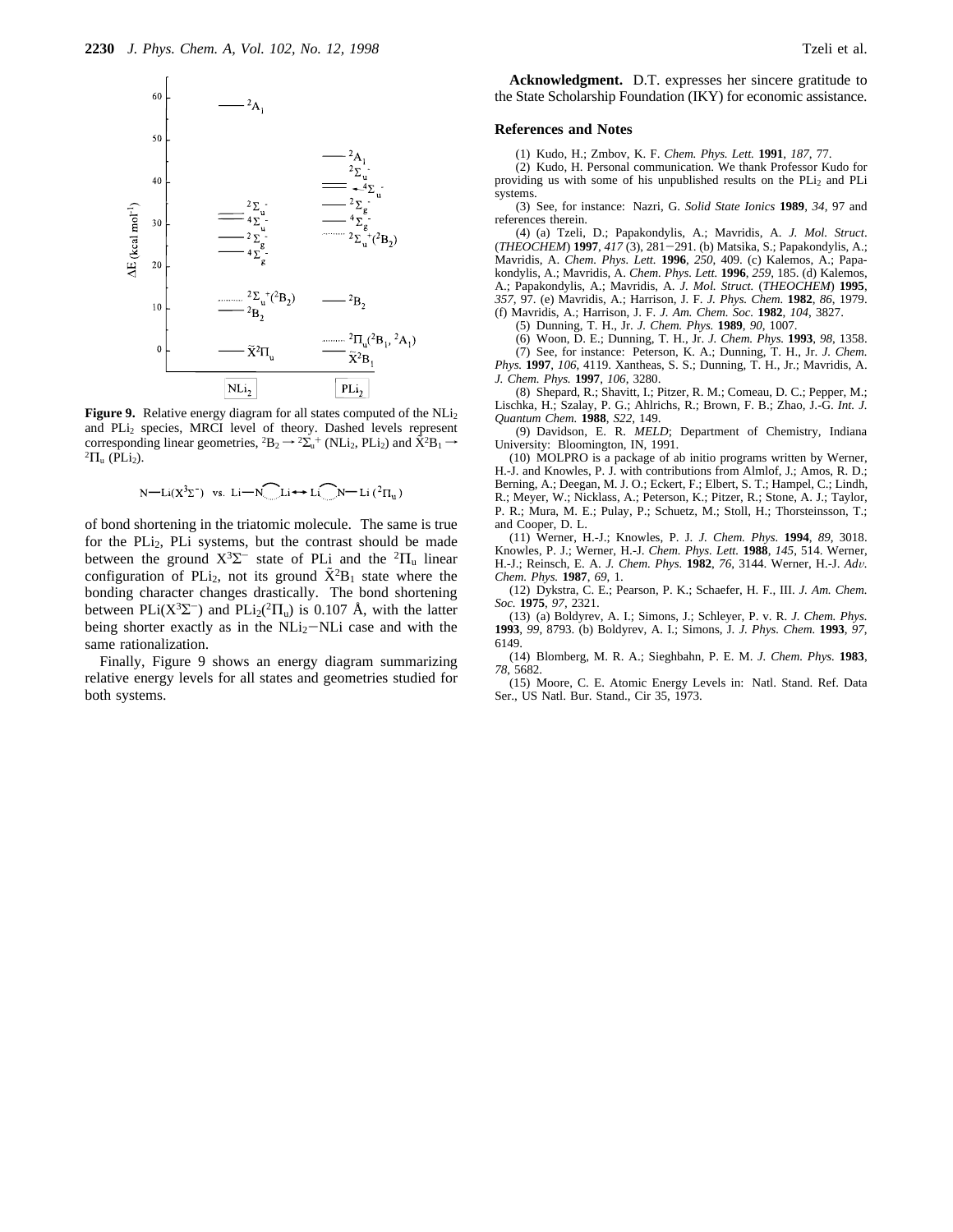ΔE (kcal mol$^{-1}$)

60

50

40

30

20

10

0

$^2A_1$

$^2\Sigma_u^-$

$^4\Sigma_u^-$

$^2\Sigma_g^-$

$^4\Sigma_g^-$

$^2\Sigma_u^+(^2B_2)$

$^2B_2$

$\tilde{X}^2\Pi_u$

NLi$_2$

$^2A_1$

$^2\Sigma_u^-$

$^4\Sigma_u^-$

$^2\Sigma_g^-$

$^4\Sigma_g^-$

$^2\Sigma_u^+(^2B_2)$

$^2B_2$

$^2\Pi_u(^2B_1, {}^2A_1)$

$\tilde{X}^2B_1$

PLi$_2$

**Figure 9.** Relative energy diagram for all states computed of the NLi$_2$ and PLi$_2$ species, MRCI level of theory. Dashed levels represent corresponding linear geometries, $^2B_2 \rightarrow {}^2\Sigma_u^+$ (NLi$_2$, PLi$_2$) and $\tilde{X}^2B_1 \rightarrow {}^2\Pi_u$ (PLi$_2$).

N—Li($X^3\Sigma^-$) vs. Li—N⁀Li ↔ Li⁀N—Li ($^2\Pi_u$)

of bond shortening in the triatomic molecule. The same is true for the PLi$_2$, PLi systems, but the contrast should be made between the ground $X^3\Sigma^-$ state of PLi and the $^2\Pi_u$ linear configuration of PLi$_2$, not its ground $\tilde{X}^2B_1$ state where the bonding character changes drastically. The bond shortening between PLi($X^3\Sigma^-$) and PLi$_2$($^2\Pi_u$) is 0.107 Å, with the latter being shorter exactly as in the NLi$_2$−NLi case and with the same rationalization.

Finally, Figure 9 shows an energy diagram summarizing relative energy levels for all states and geometries studied for both systems.

**Acknowledgment.** D.T. expresses her sincere gratitude to the State Scholarship Foundation (IKY) for economic assistance.

## References and Notes

(1) Kudo, H.; Zmbov, K. F. *Chem. Phys. Lett.* **1991**, *187*, 77.

(2) Kudo, H. Personal communication. We thank Professor Kudo for providing us with some of his unpublished results on the PLi$_2$ and PLi systems.

(3) See, for instance: Nazri, G. *Solid State Ionics* **1989**, *34*, 97 and references therein.

(4) (a) Tzeli, D.; Papakondylis, A.; Mavridis, A. *J. Mol. Struct. (THEOCHEM)* **1997**, *417* (3), 281−291. (b) Matsika, S.; Papakondylis, A.; Mavridis, A. *Chem. Phys. Lett.* **1996**, *250*, 409. (c) Kalemos, A.; Papakondylis, A.; Mavridis, A. *Chem. Phys. Lett.* **1996**, *259*, 185. (d) Kalemos, A.; Papakondylis, A.; Mavridis, A. *J. Mol. Struct. (THEOCHEM)* **1995**, *357*, 97. (e) Mavridis, A.; Harrison, J. F. *J. Phys. Chem.* **1982**, *86*, 1979. (f) Mavridis, A.; Harrison, J. F. *J. Am. Chem. Soc.* **1982**, *104*, 3827.

(5) Dunning, T. H., Jr. *J. Chem. Phys.* **1989**, *90*, 1007.

(6) Woon, D. E.; Dunning, T. H., Jr. *J. Chem. Phys.* **1993**, *98*, 1358.

(7) See, for instance: Peterson, K. A.; Dunning, T. H., Jr. *J. Chem. Phys.* **1997**, *106*, 4119. Xantheas, S. S.; Dunning, T. H., Jr.; Mavridis, A. *J. Chem. Phys.* **1997**, *106*, 3280.

(8) Shepard, R.; Shavitt, I.; Pitzer, R. M.; Comeau, D. C.; Pepper, M.; Lischka, H.; Szalay, P. G.; Ahlrichs, R.; Brown, F. B.; Zhao, J.-G. *Int. J. Quantum Chem.* **1988**, *S22*, 149.

(9) Davidson, E. R. *MELD*; Department of Chemistry, Indiana University: Bloomington, IN, 1991.

(10) MOLPRO is a package of ab initio programs written by Werner, H.-J. and Knowles, P. J. with contributions from Almlof, J.; Amos, R. D.; Berning, A.; Deegan, M. J. O.; Eckert, F.; Elbert, S. T.; Hampel, C.; Lindh, R.; Meyer, W.; Nicklass, A.; Peterson, K.; Pitzer, R.; Stone, A. J.; Taylor, P. R.; Mura, M. E.; Pulay, P.; Schuetz, M.; Stoll, H.; Thorsteinsson, T.; and Cooper, D. L.

(11) Werner, H.-J.; Knowles, P. J. *J. Chem. Phys.* **1994**, *89*, 3018. Knowles, P. J.; Werner, H.-J. *Chem. Phys. Lett.* **1988**, *145*, 514. Werner, H.-J.; Reinsch, E. A. *J. Chem. Phys.* **1982**, *76*, 3144. Werner, H.-J. *Adv. Chem. Phys.* **1987**, *69*, 1.

(12) Dykstra, C. E.; Pearson, P. K.; Schaefer, H. F., III. *J. Am. Chem. Soc.* **1975**, *97*, 2321.

(13) (a) Boldyrev, A. I.; Simons, J.; Schleyer, P. v. R. *J. Chem. Phys.* **1993**, *99*, 8793. (b) Boldyrev, A. I.; Simons, J. *J. Phys. Chem.* **1993**, *97*, 6149.

(14) Blomberg, M. R. A.; Sieghbahn, P. E. M. *J. Chem. Phys.* **1983**, *78*, 5682.

(15) Moore, C. E. Atomic Energy Levels in: Natl. Stand. Ref. Data Ser., US Natl. Bur. Stand., Cir 35, 1973.